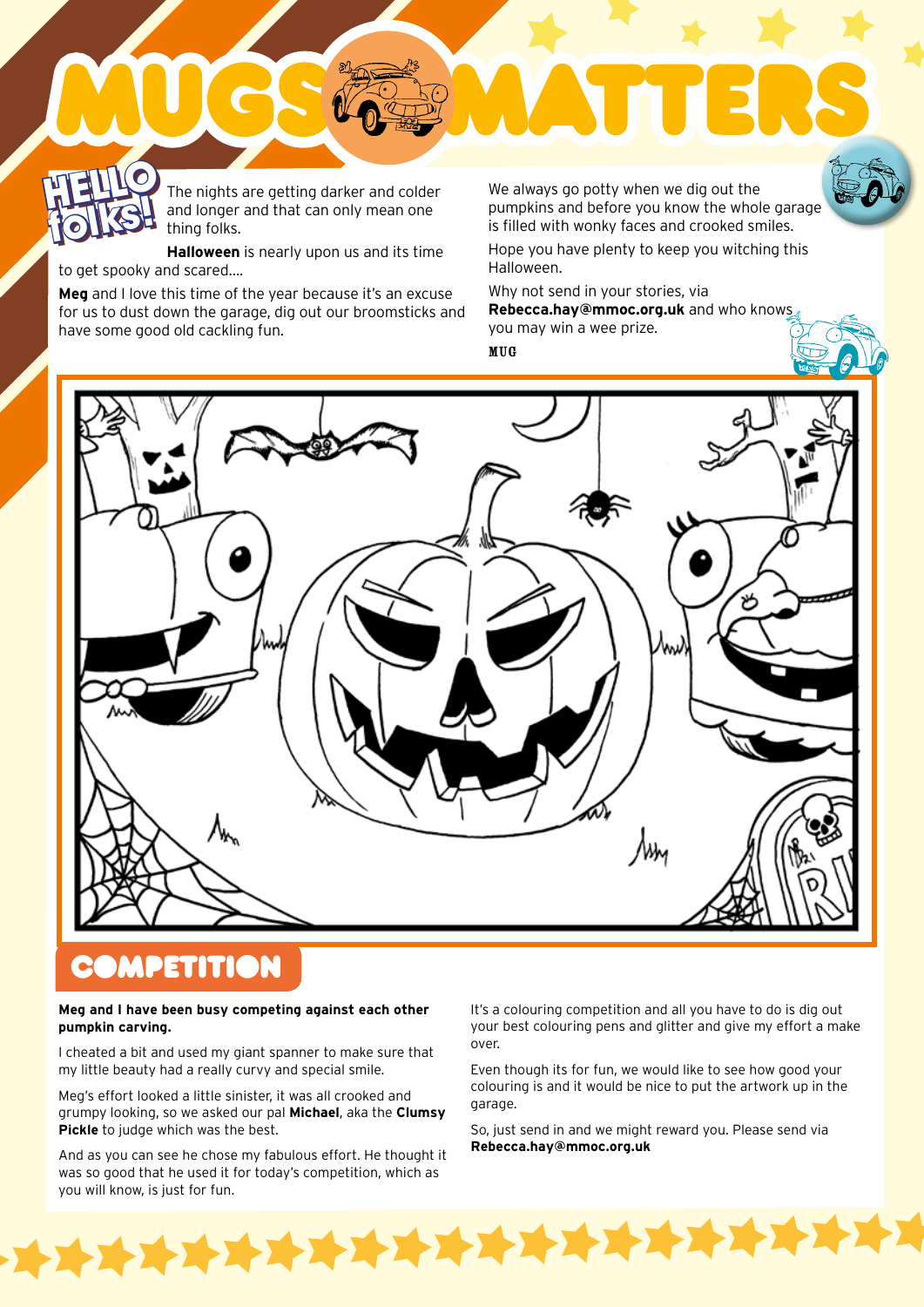# MUGS MATTERS

## HELLO folks!

The nights are getting darker and colder and longer and that can only mean one thing folks.

**Halloween** is nearly upon us and its time to get spooky and scared....

**Meg** and I love this time of the year because it's an excuse for us to dust down the garage, dig out our broomsticks and have some good old cackling fun.

We always go potty when we dig out the pumpkins and before you know the whole garage is filled with wonky faces and crooked smiles.

Hope you have plenty to keep you witching this Halloween.

Why not send in your stories, via **Rebecca.hay@mmoc.org.uk** and who knows you may win a wee prize.

**MUG**

## COMPETITION

**Meg and I have been busy competing against each other pumpkin carving.**

I cheated a bit and used my giant spanner to make sure that my little beauty had a really curvy and special smile.

Meg's effort looked a little sinister, it was all crooked and grumpy looking, so we asked our pal **Michael**, aka the **Clumsy Pickle** to judge which was the best.

And as you can see he chose my fabulous effort. He thought it was so good that he used it for today's competition, which as you will know, is just for fun.

It's a colouring competition and all you have to do is dig out your best colouring pens and glitter and give my effort a make over.

Even though its for fun, we would like to see how good your colouring is and it would be nice to put the artwork up in the garage.

So, just send in and we might reward you. Please send via **Rebecca.hay@mmoc.org.uk**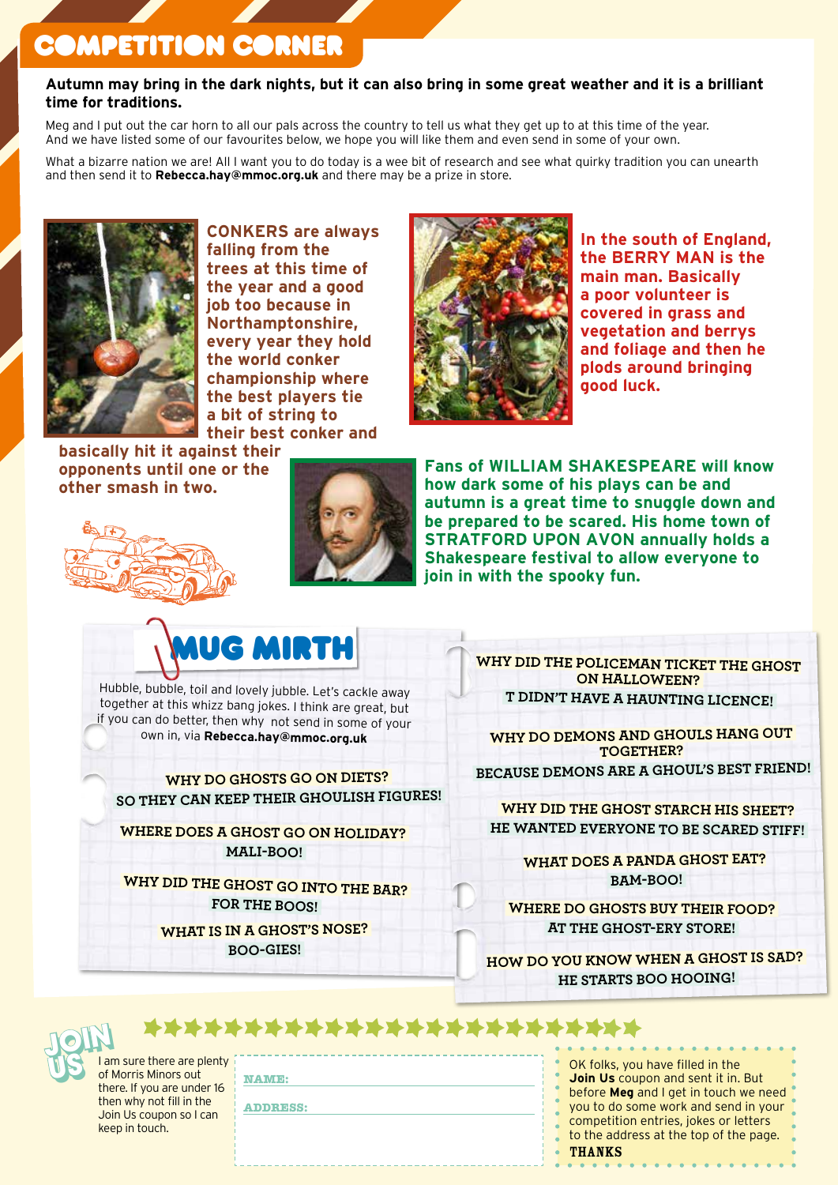# COMPETITION CORNER

**Autumn may bring in the dark nights, but it can also bring in some great weather and it is a brilliant time for traditions.**

Meg and I put out the car horn to all our pals across the country to tell us what they get up to at this time of the year. And we have listed some of our favourites below, we hope you will like them and even send in some of your own.

What a bizarre nation we are! All I want you to do today is a wee bit of research and see what quirky tradition you can unearth and then send it to **Rebecca.hay@mmoc.org.uk** and there may be a prize in store.

**CONKERS are always falling from the trees at this time of the year and a good job too because in Northamptonshire, every year they hold the world conker championship where the best players tie a bit of string to their best conker and basically hit it against their opponents until one or the other smash in two.**

**In the south of England, the BERRY MAN is the main man. Basically a poor volunteer is covered in grass and vegetation and berrys and foliage and then he plods around bringing good luck.**

**Fans of WILLIAM SHAKESPEARE will know how dark some of his plays can be and autumn is a great time to snuggle down and be prepared to be scared. His home town of STRATFORD UPON AVON annually holds a Shakespeare festival to allow everyone to join in with the spooky fun.**

## MUG MIRTH

Hubble, bubble, toil and lovely jubble. Let's cackle away together at this whizz bang jokes. I think are great, but if you can do better, then why not send in some of your own in, via **Rebecca.hay@mmoc.org.uk**

WHY DO GHOSTS GO ON DIETS?
SO THEY CAN KEEP THEIR GHOULISH FIGURES!

WHERE DOES A GHOST GO ON HOLIDAY?
MALI-BOO!

WHY DID THE GHOST GO INTO THE BAR?
FOR THE BOOS!

WHAT IS IN A GHOST'S NOSE?
BOO-GIES!

WHY DID THE POLICEMAN TICKET THE GHOST ON HALLOWEEN?
T DIDN'T HAVE A HAUNTING LICENCE!

WHY DO DEMONS AND GHOULS HANG OUT TOGETHER?
BECAUSE DEMONS ARE A GHOUL'S BEST FRIEND!

WHY DID THE GHOST STARCH HIS SHEET?
HE WANTED EVERYONE TO BE SCARED STIFF!

WHAT DOES A PANDA GHOST EAT?
BAM-BOO!

WHERE DO GHOSTS BUY THEIR FOOD?
AT THE GHOST-ERY STORE!

HOW DO YOU KNOW WHEN A GHOST IS SAD?
HE STARTS BOO HOOING!

## JOIN US

I am sure there are plenty of Morris Minors out there. If you are under 16 then why not fill in the Join Us coupon so I can keep in touch.

NAME:

ADDRESS:

OK folks, you have filled in the **Join Us** coupon and sent it in. But before **Meg** and I get in touch we need you to do some work and send in your competition entries, jokes or letters to the address at the top of the page.
**THANKS**